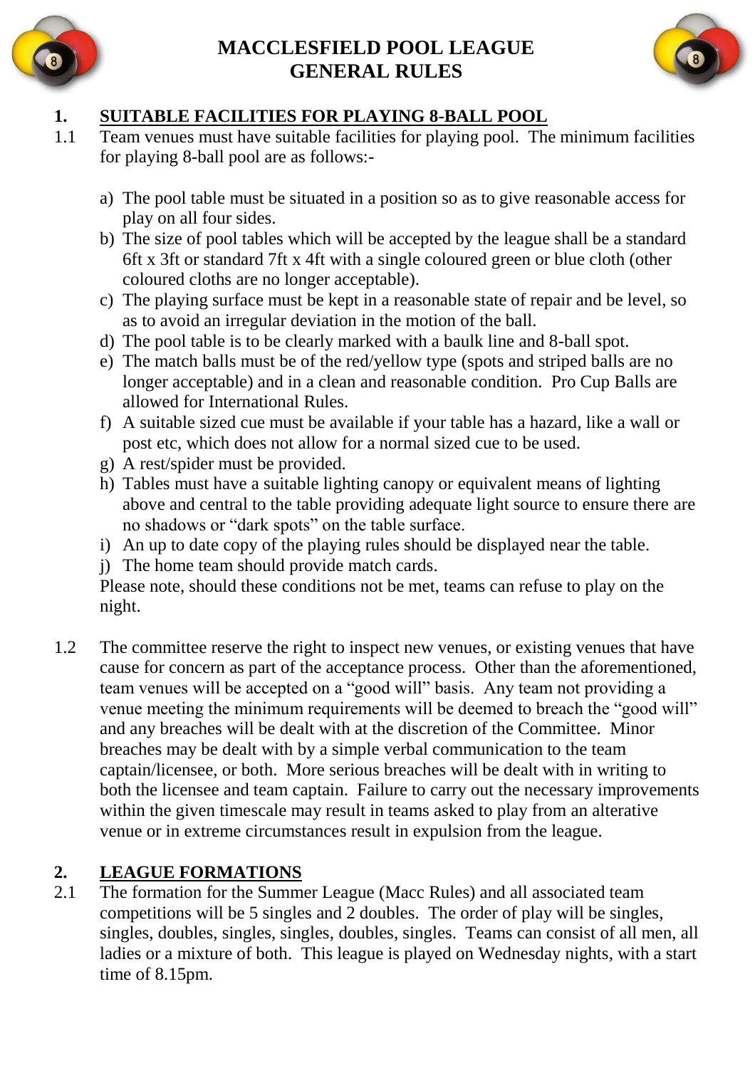# MACCLESFIELD POOL LEAGUE GENERAL RULES

## 1. SUITABLE FACILITIES FOR PLAYING 8-BALL POOL

1.1 Team venues must have suitable facilities for playing pool. The minimum facilities for playing 8-ball pool are as follows:-

a) The pool table must be situated in a position so as to give reasonable access for play on all four sides.
b) The size of pool tables which will be accepted by the league shall be a standard 6ft x 3ft or standard 7ft x 4ft with a single coloured green or blue cloth (other coloured cloths are no longer acceptable).
c) The playing surface must be kept in a reasonable state of repair and be level, so as to avoid an irregular deviation in the motion of the ball.
d) The pool table is to be clearly marked with a baulk line and 8-ball spot.
e) The match balls must be of the red/yellow type (spots and striped balls are no longer acceptable) and in a clean and reasonable condition. Pro Cup Balls are allowed for International Rules.
f) A suitable sized cue must be available if your table has a hazard, like a wall or post etc, which does not allow for a normal sized cue to be used.
g) A rest/spider must be provided.
h) Tables must have a suitable lighting canopy or equivalent means of lighting above and central to the table providing adequate light source to ensure there are no shadows or "dark spots" on the table surface.
i) An up to date copy of the playing rules should be displayed near the table.
j) The home team should provide match cards.

Please note, should these conditions not be met, teams can refuse to play on the night.

1.2 The committee reserve the right to inspect new venues, or existing venues that have cause for concern as part of the acceptance process. Other than the aforementioned, team venues will be accepted on a "good will" basis. Any team not providing a venue meeting the minimum requirements will be deemed to breach the "good will" and any breaches will be dealt with at the discretion of the Committee. Minor breaches may be dealt with by a simple verbal communication to the team captain/licensee, or both. More serious breaches will be dealt with in writing to both the licensee and team captain. Failure to carry out the necessary improvements within the given timescale may result in teams asked to play from an alterative venue or in extreme circumstances result in expulsion from the league.

## 2. LEAGUE FORMATIONS

2.1 The formation for the Summer League (Macc Rules) and all associated team competitions will be 5 singles and 2 doubles. The order of play will be singles, singles, doubles, singles, singles, doubles, singles. Teams can consist of all men, all ladies or a mixture of both. This league is played on Wednesday nights, with a start time of 8.15pm.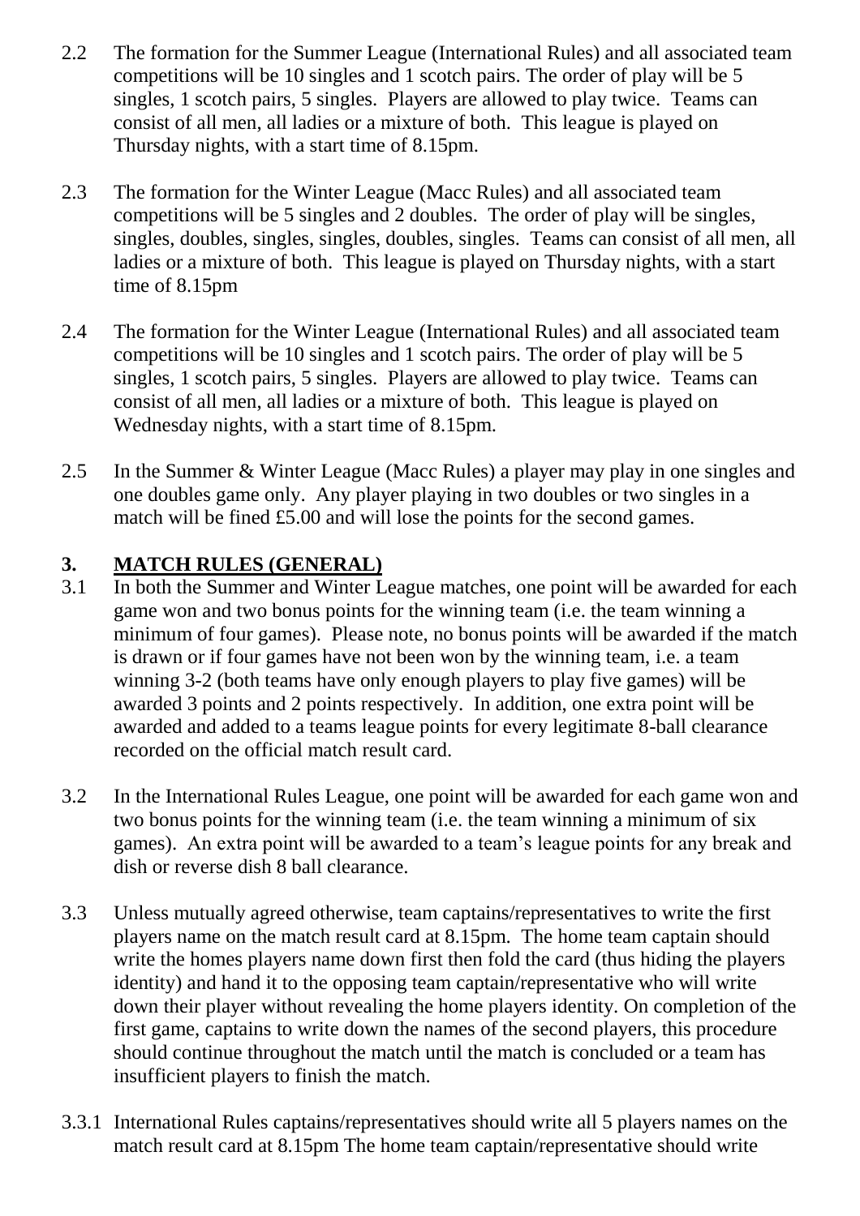2.2 The formation for the Summer League (International Rules) and all associated team competitions will be 10 singles and 1 scotch pairs. The order of play will be 5 singles, 1 scotch pairs, 5 singles. Players are allowed to play twice. Teams can consist of all men, all ladies or a mixture of both. This league is played on Thursday nights, with a start time of 8.15pm.

2.3 The formation for the Winter League (Macc Rules) and all associated team competitions will be 5 singles and 2 doubles. The order of play will be singles, singles, doubles, singles, singles, doubles, singles. Teams can consist of all men, all ladies or a mixture of both. This league is played on Thursday nights, with a start time of 8.15pm

2.4 The formation for the Winter League (International Rules) and all associated team competitions will be 10 singles and 1 scotch pairs. The order of play will be 5 singles, 1 scotch pairs, 5 singles. Players are allowed to play twice. Teams can consist of all men, all ladies or a mixture of both. This league is played on Wednesday nights, with a start time of 8.15pm.

2.5 In the Summer & Winter League (Macc Rules) a player may play in one singles and one doubles game only. Any player playing in two doubles or two singles in a match will be fined £5.00 and will lose the points for the second games.

## 3. MATCH RULES (GENERAL)

3.1 In both the Summer and Winter League matches, one point will be awarded for each game won and two bonus points for the winning team (i.e. the team winning a minimum of four games). Please note, no bonus points will be awarded if the match is drawn or if four games have not been won by the winning team, i.e. a team winning 3-2 (both teams have only enough players to play five games) will be awarded 3 points and 2 points respectively. In addition, one extra point will be awarded and added to a teams league points for every legitimate 8-ball clearance recorded on the official match result card.

3.2 In the International Rules League, one point will be awarded for each game won and two bonus points for the winning team (i.e. the team winning a minimum of six games). An extra point will be awarded to a team's league points for any break and dish or reverse dish 8 ball clearance.

3.3 Unless mutually agreed otherwise, team captains/representatives to write the first players name on the match result card at 8.15pm. The home team captain should write the homes players name down first then fold the card (thus hiding the players identity) and hand it to the opposing team captain/representative who will write down their player without revealing the home players identity. On completion of the first game, captains to write down the names of the second players, this procedure should continue throughout the match until the match is concluded or a team has insufficient players to finish the match.

3.3.1 International Rules captains/representatives should write all 5 players names on the match result card at 8.15pm The home team captain/representative should write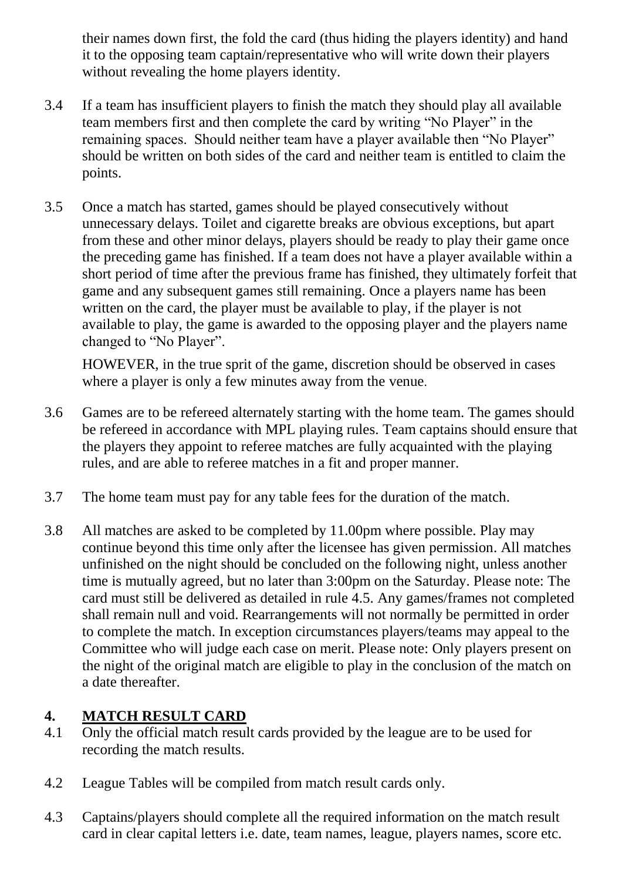their names down first, the fold the card (thus hiding the players identity) and hand it to the opposing team captain/representative who will write down their players without revealing the home players identity.

3.4 If a team has insufficient players to finish the match they should play all available team members first and then complete the card by writing "No Player" in the remaining spaces. Should neither team have a player available then "No Player" should be written on both sides of the card and neither team is entitled to claim the points.

3.5 Once a match has started, games should be played consecutively without unnecessary delays. Toilet and cigarette breaks are obvious exceptions, but apart from these and other minor delays, players should be ready to play their game once the preceding game has finished. If a team does not have a player available within a short period of time after the previous frame has finished, they ultimately forfeit that game and any subsequent games still remaining. Once a players name has been written on the card, the player must be available to play, if the player is not available to play, the game is awarded to the opposing player and the players name changed to "No Player".

HOWEVER, in the true sprit of the game, discretion should be observed in cases where a player is only a few minutes away from the venue.

3.6 Games are to be refereed alternately starting with the home team. The games should be refereed in accordance with MPL playing rules. Team captains should ensure that the players they appoint to referee matches are fully acquainted with the playing rules, and are able to referee matches in a fit and proper manner.

3.7 The home team must pay for any table fees for the duration of the match.

3.8 All matches are asked to be completed by 11.00pm where possible. Play may continue beyond this time only after the licensee has given permission. All matches unfinished on the night should be concluded on the following night, unless another time is mutually agreed, but no later than 3:00pm on the Saturday. Please note: The card must still be delivered as detailed in rule 4.5. Any games/frames not completed shall remain null and void. Rearrangements will not normally be permitted in order to complete the match. In exception circumstances players/teams may appeal to the Committee who will judge each case on merit. Please note: Only players present on the night of the original match are eligible to play in the conclusion of the match on a date thereafter.

## 4. MATCH RESULT CARD

4.1 Only the official match result cards provided by the league are to be used for recording the match results.

4.2 League Tables will be compiled from match result cards only.

4.3 Captains/players should complete all the required information on the match result card in clear capital letters i.e. date, team names, league, players names, score etc.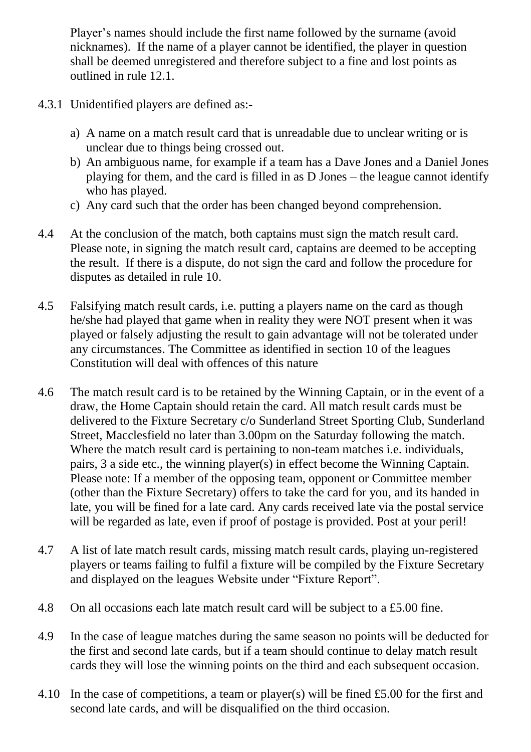Player's names should include the first name followed by the surname (avoid nicknames). If the name of a player cannot be identified, the player in question shall be deemed unregistered and therefore subject to a fine and lost points as outlined in rule 12.1.

4.3.1 Unidentified players are defined as:-

a) A name on a match result card that is unreadable due to unclear writing or is unclear due to things being crossed out.
b) An ambiguous name, for example if a team has a Dave Jones and a Daniel Jones playing for them, and the card is filled in as D Jones – the league cannot identify who has played.
c) Any card such that the order has been changed beyond comprehension.

4.4 At the conclusion of the match, both captains must sign the match result card. Please note, in signing the match result card, captains are deemed to be accepting the result. If there is a dispute, do not sign the card and follow the procedure for disputes as detailed in rule 10.

4.5 Falsifying match result cards, i.e. putting a players name on the card as though he/she had played that game when in reality they were NOT present when it was played or falsely adjusting the result to gain advantage will not be tolerated under any circumstances. The Committee as identified in section 10 of the leagues Constitution will deal with offences of this nature

4.6 The match result card is to be retained by the Winning Captain, or in the event of a draw, the Home Captain should retain the card. All match result cards must be delivered to the Fixture Secretary c/o Sunderland Street Sporting Club, Sunderland Street, Macclesfield no later than 3.00pm on the Saturday following the match. Where the match result card is pertaining to non-team matches i.e. individuals, pairs, 3 a side etc., the winning player(s) in effect become the Winning Captain. Please note: If a member of the opposing team, opponent or Committee member (other than the Fixture Secretary) offers to take the card for you, and its handed in late, you will be fined for a late card. Any cards received late via the postal service will be regarded as late, even if proof of postage is provided. Post at your peril!

4.7 A list of late match result cards, missing match result cards, playing un-registered players or teams failing to fulfil a fixture will be compiled by the Fixture Secretary and displayed on the leagues Website under "Fixture Report".

4.8 On all occasions each late match result card will be subject to a £5.00 fine.

4.9 In the case of league matches during the same season no points will be deducted for the first and second late cards, but if a team should continue to delay match result cards they will lose the winning points on the third and each subsequent occasion.

4.10 In the case of competitions, a team or player(s) will be fined £5.00 for the first and second late cards, and will be disqualified on the third occasion.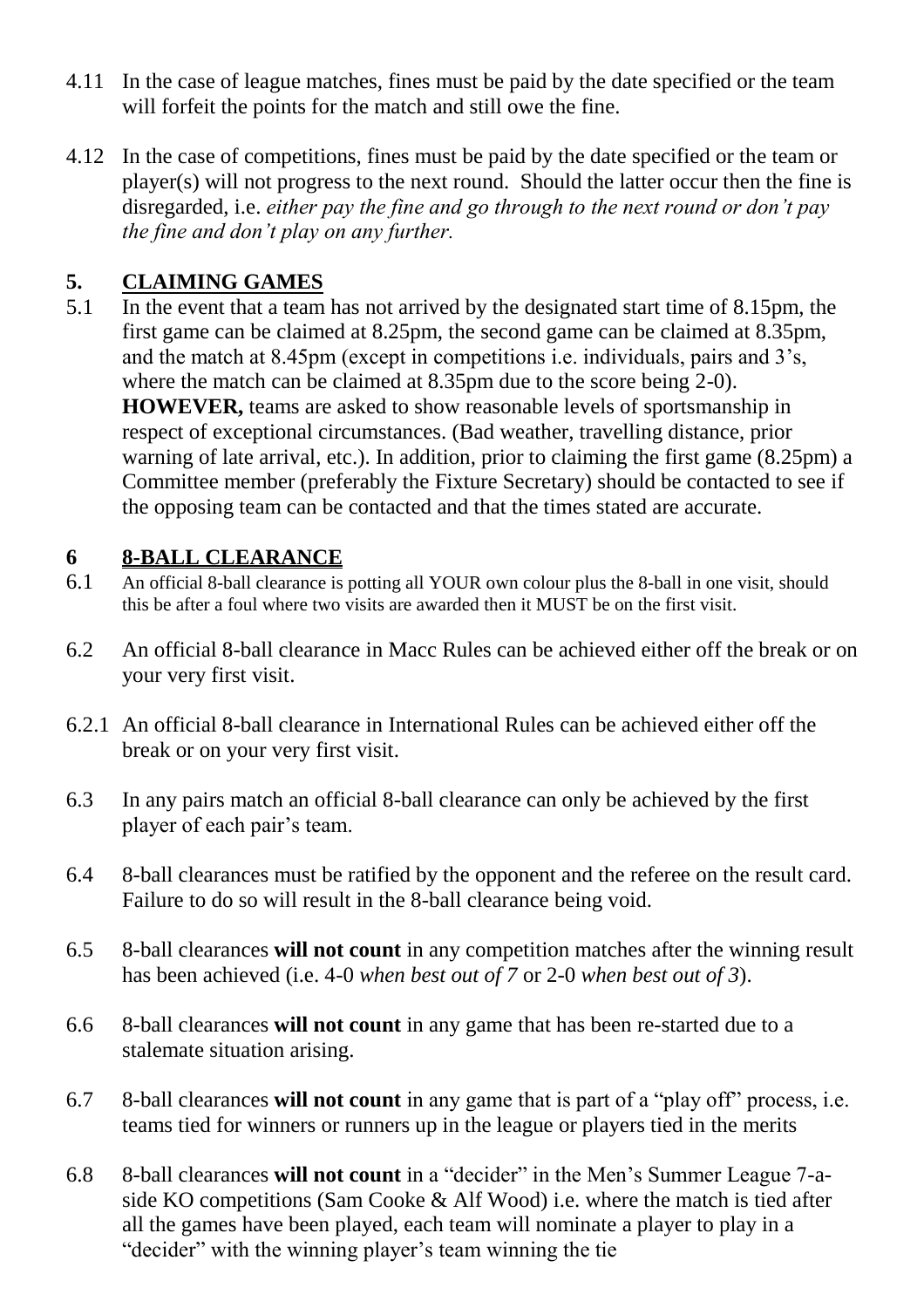4.11 In the case of league matches, fines must be paid by the date specified or the team will forfeit the points for the match and still owe the fine.

4.12 In the case of competitions, fines must be paid by the date specified or the team or player(s) will not progress to the next round. Should the latter occur then the fine is disregarded, i.e. *either pay the fine and go through to the next round or don't pay the fine and don't play on any further.*

## 5. CLAIMING GAMES

5.1 In the event that a team has not arrived by the designated start time of 8.15pm, the first game can be claimed at 8.25pm, the second game can be claimed at 8.35pm, and the match at 8.45pm (except in competitions i.e. individuals, pairs and 3's, where the match can be claimed at 8.35pm due to the score being 2-0). **HOWEVER,** teams are asked to show reasonable levels of sportsmanship in respect of exceptional circumstances. (Bad weather, travelling distance, prior warning of late arrival, etc.). In addition, prior to claiming the first game (8.25pm) a Committee member (preferably the Fixture Secretary) should be contacted to see if the opposing team can be contacted and that the times stated are accurate.

## 6 8-BALL CLEARANCE

6.1 An official 8-ball clearance is potting all YOUR own colour plus the 8-ball in one visit, should this be after a foul where two visits are awarded then it MUST be on the first visit.

6.2 An official 8-ball clearance in Macc Rules can be achieved either off the break or on your very first visit.

6.2.1 An official 8-ball clearance in International Rules can be achieved either off the break or on your very first visit.

6.3 In any pairs match an official 8-ball clearance can only be achieved by the first player of each pair's team.

6.4 8-ball clearances must be ratified by the opponent and the referee on the result card. Failure to do so will result in the 8-ball clearance being void.

6.5 8-ball clearances **will not count** in any competition matches after the winning result has been achieved (i.e. 4-0 *when best out of 7* or 2-0 *when best out of 3*).

6.6 8-ball clearances **will not count** in any game that has been re-started due to a stalemate situation arising.

6.7 8-ball clearances **will not count** in any game that is part of a "play off" process, i.e. teams tied for winners or runners up in the league or players tied in the merits

6.8 8-ball clearances **will not count** in a "decider" in the Men's Summer League 7-a-side KO competitions (Sam Cooke & Alf Wood) i.e. where the match is tied after all the games have been played, each team will nominate a player to play in a "decider" with the winning player's team winning the tie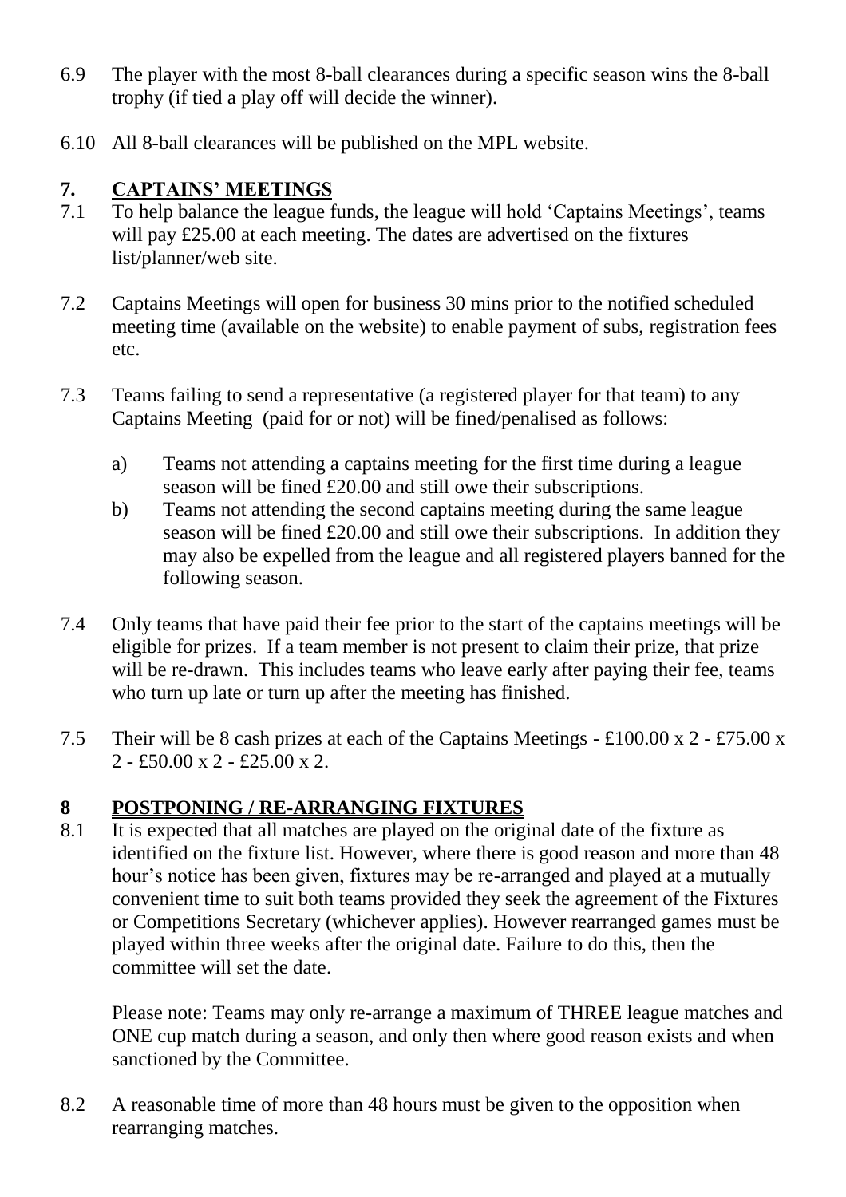6.9 The player with the most 8-ball clearances during a specific season wins the 8-ball trophy (if tied a play off will decide the winner).

6.10 All 8-ball clearances will be published on the MPL website.

## 7. CAPTAINS' MEETINGS

7.1 To help balance the league funds, the league will hold 'Captains Meetings', teams will pay £25.00 at each meeting. The dates are advertised on the fixtures list/planner/web site.

7.2 Captains Meetings will open for business 30 mins prior to the notified scheduled meeting time (available on the website) to enable payment of subs, registration fees etc.

7.3 Teams failing to send a representative (a registered player for that team) to any Captains Meeting (paid for or not) will be fined/penalised as follows:

a) Teams not attending a captains meeting for the first time during a league season will be fined £20.00 and still owe their subscriptions.

b) Teams not attending the second captains meeting during the same league season will be fined £20.00 and still owe their subscriptions. In addition they may also be expelled from the league and all registered players banned for the following season.

7.4 Only teams that have paid their fee prior to the start of the captains meetings will be eligible for prizes. If a team member is not present to claim their prize, that prize will be re-drawn. This includes teams who leave early after paying their fee, teams who turn up late or turn up after the meeting has finished.

7.5 Their will be 8 cash prizes at each of the Captains Meetings - £100.00 x 2 - £75.00 x 2 - £50.00 x 2 - £25.00 x 2.

## 8 POSTPONING / RE-ARRANGING FIXTURES

8.1 It is expected that all matches are played on the original date of the fixture as identified on the fixture list. However, where there is good reason and more than 48 hour's notice has been given, fixtures may be re-arranged and played at a mutually convenient time to suit both teams provided they seek the agreement of the Fixtures or Competitions Secretary (whichever applies). However rearranged games must be played within three weeks after the original date. Failure to do this, then the committee will set the date.

Please note: Teams may only re-arrange a maximum of THREE league matches and ONE cup match during a season, and only then where good reason exists and when sanctioned by the Committee.

8.2 A reasonable time of more than 48 hours must be given to the opposition when rearranging matches.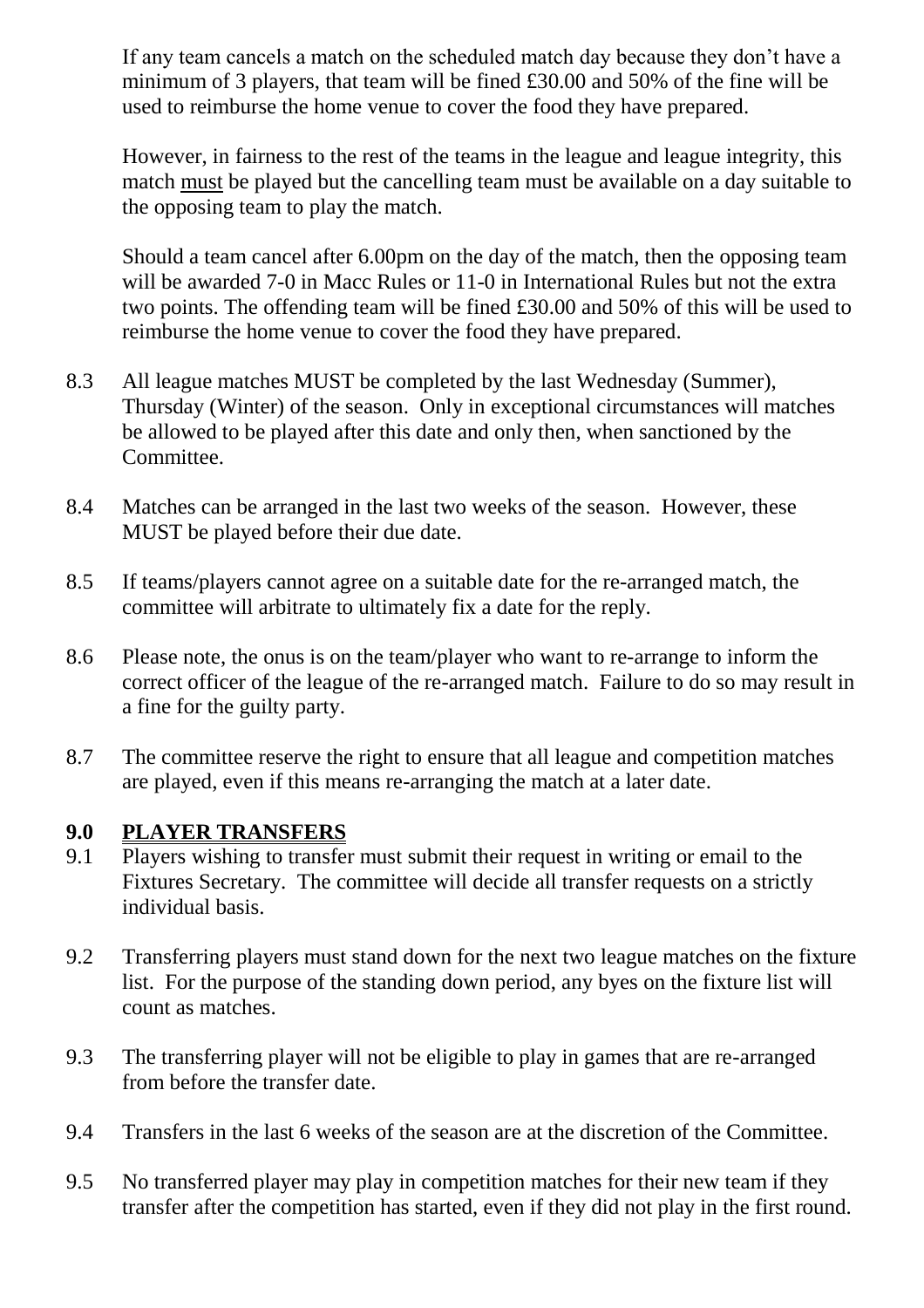If any team cancels a match on the scheduled match day because they don't have a minimum of 3 players, that team will be fined £30.00 and 50% of the fine will be used to reimburse the home venue to cover the food they have prepared.

However, in fairness to the rest of the teams in the league and league integrity, this match <u>must</u> be played but the cancelling team must be available on a day suitable to the opposing team to play the match.

Should a team cancel after 6.00pm on the day of the match, then the opposing team will be awarded 7-0 in Macc Rules or 11-0 in International Rules but not the extra two points. The offending team will be fined £30.00 and 50% of this will be used to reimburse the home venue to cover the food they have prepared.

8.3 All league matches MUST be completed by the last Wednesday (Summer), Thursday (Winter) of the season. Only in exceptional circumstances will matches be allowed to be played after this date and only then, when sanctioned by the Committee.

8.4 Matches can be arranged in the last two weeks of the season. However, these MUST be played before their due date.

8.5 If teams/players cannot agree on a suitable date for the re-arranged match, the committee will arbitrate to ultimately fix a date for the reply.

8.6 Please note, the onus is on the team/player who want to re-arrange to inform the correct officer of the league of the re-arranged match. Failure to do so may result in a fine for the guilty party.

8.7 The committee reserve the right to ensure that all league and competition matches are played, even if this means re-arranging the match at a later date.

## 9.0 PLAYER TRANSFERS

9.1 Players wishing to transfer must submit their request in writing or email to the Fixtures Secretary. The committee will decide all transfer requests on a strictly individual basis.

9.2 Transferring players must stand down for the next two league matches on the fixture list. For the purpose of the standing down period, any byes on the fixture list will count as matches.

9.3 The transferring player will not be eligible to play in games that are re-arranged from before the transfer date.

9.4 Transfers in the last 6 weeks of the season are at the discretion of the Committee.

9.5 No transferred player may play in competition matches for their new team if they transfer after the competition has started, even if they did not play in the first round.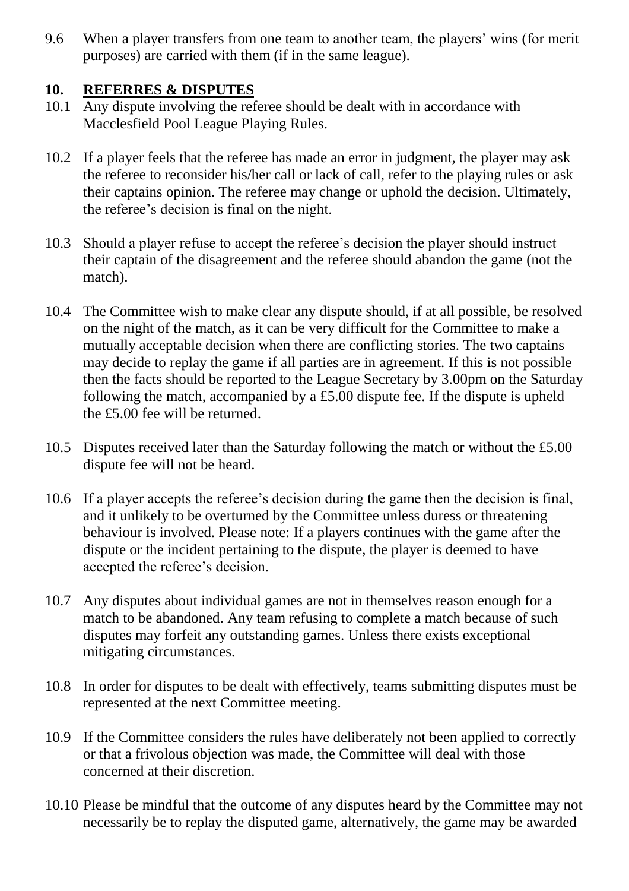9.6 When a player transfers from one team to another team, the players' wins (for merit purposes) are carried with them (if in the same league).

## 10. REFERRES & DISPUTES

10.1 Any dispute involving the referee should be dealt with in accordance with Macclesfield Pool League Playing Rules.

10.2 If a player feels that the referee has made an error in judgment, the player may ask the referee to reconsider his/her call or lack of call, refer to the playing rules or ask their captains opinion. The referee may change or uphold the decision. Ultimately, the referee's decision is final on the night.

10.3 Should a player refuse to accept the referee's decision the player should instruct their captain of the disagreement and the referee should abandon the game (not the match).

10.4 The Committee wish to make clear any dispute should, if at all possible, be resolved on the night of the match, as it can be very difficult for the Committee to make a mutually acceptable decision when there are conflicting stories. The two captains may decide to replay the game if all parties are in agreement. If this is not possible then the facts should be reported to the League Secretary by 3.00pm on the Saturday following the match, accompanied by a £5.00 dispute fee. If the dispute is upheld the £5.00 fee will be returned.

10.5 Disputes received later than the Saturday following the match or without the £5.00 dispute fee will not be heard.

10.6 If a player accepts the referee's decision during the game then the decision is final, and it unlikely to be overturned by the Committee unless duress or threatening behaviour is involved. Please note: If a players continues with the game after the dispute or the incident pertaining to the dispute, the player is deemed to have accepted the referee's decision.

10.7 Any disputes about individual games are not in themselves reason enough for a match to be abandoned. Any team refusing to complete a match because of such disputes may forfeit any outstanding games. Unless there exists exceptional mitigating circumstances.

10.8 In order for disputes to be dealt with effectively, teams submitting disputes must be represented at the next Committee meeting.

10.9 If the Committee considers the rules have deliberately not been applied to correctly or that a frivolous objection was made, the Committee will deal with those concerned at their discretion.

10.10 Please be mindful that the outcome of any disputes heard by the Committee may not necessarily be to replay the disputed game, alternatively, the game may be awarded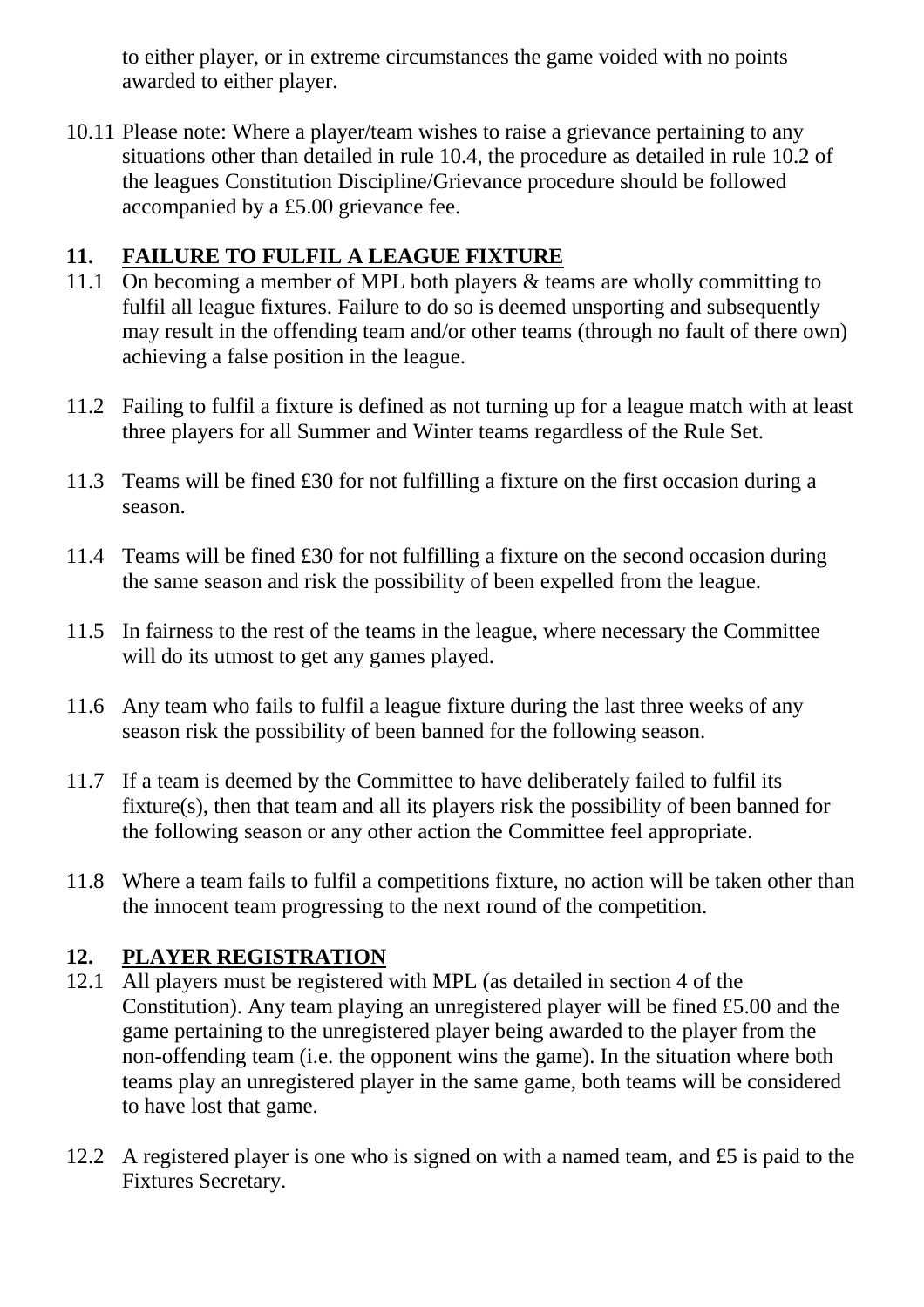to either player, or in extreme circumstances the game voided with no points awarded to either player.

10.11 Please note: Where a player/team wishes to raise a grievance pertaining to any situations other than detailed in rule 10.4, the procedure as detailed in rule 10.2 of the leagues Constitution Discipline/Grievance procedure should be followed accompanied by a £5.00 grievance fee.

## 11. FAILURE TO FULFIL A LEAGUE FIXTURE

11.1 On becoming a member of MPL both players & teams are wholly committing to fulfil all league fixtures. Failure to do so is deemed unsporting and subsequently may result in the offending team and/or other teams (through no fault of there own) achieving a false position in the league.

11.2 Failing to fulfil a fixture is defined as not turning up for a league match with at least three players for all Summer and Winter teams regardless of the Rule Set.

11.3 Teams will be fined £30 for not fulfilling a fixture on the first occasion during a season.

11.4 Teams will be fined £30 for not fulfilling a fixture on the second occasion during the same season and risk the possibility of been expelled from the league.

11.5 In fairness to the rest of the teams in the league, where necessary the Committee will do its utmost to get any games played.

11.6 Any team who fails to fulfil a league fixture during the last three weeks of any season risk the possibility of been banned for the following season.

11.7 If a team is deemed by the Committee to have deliberately failed to fulfil its fixture(s), then that team and all its players risk the possibility of been banned for the following season or any other action the Committee feel appropriate.

11.8 Where a team fails to fulfil a competitions fixture, no action will be taken other than the innocent team progressing to the next round of the competition.

## 12. PLAYER REGISTRATION

12.1 All players must be registered with MPL (as detailed in section 4 of the Constitution). Any team playing an unregistered player will be fined £5.00 and the game pertaining to the unregistered player being awarded to the player from the non-offending team (i.e. the opponent wins the game). In the situation where both teams play an unregistered player in the same game, both teams will be considered to have lost that game.

12.2 A registered player is one who is signed on with a named team, and £5 is paid to the Fixtures Secretary.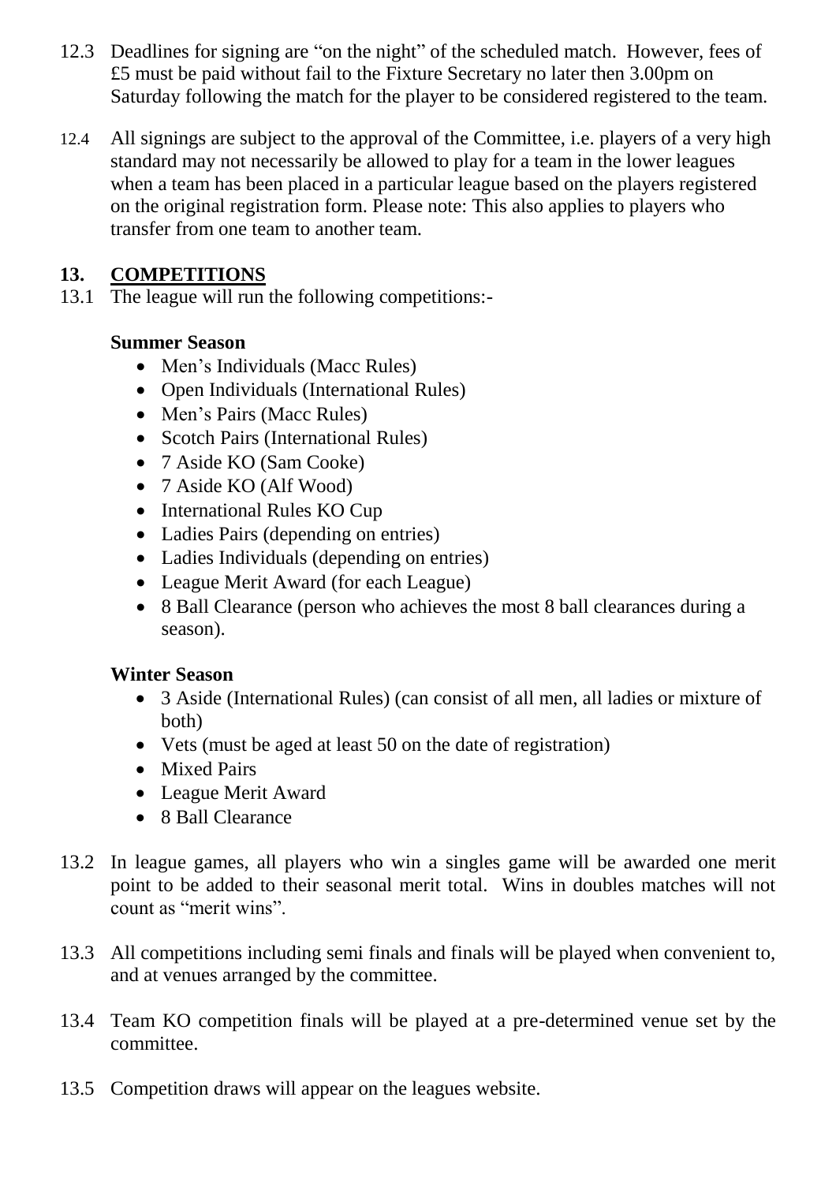12.3 Deadlines for signing are "on the night" of the scheduled match. However, fees of £5 must be paid without fail to the Fixture Secretary no later then 3.00pm on Saturday following the match for the player to be considered registered to the team.

12.4 All signings are subject to the approval of the Committee, i.e. players of a very high standard may not necessarily be allowed to play for a team in the lower leagues when a team has been placed in a particular league based on the players registered on the original registration form. Please note: This also applies to players who transfer from one team to another team.

## 13. COMPETITIONS

13.1 The league will run the following competitions:-

**Summer Season**

- Men's Individuals (Macc Rules)
- Open Individuals (International Rules)
- Men's Pairs (Macc Rules)
- Scotch Pairs (International Rules)
- 7 Aside KO (Sam Cooke)
- 7 Aside KO (Alf Wood)
- International Rules KO Cup
- Ladies Pairs (depending on entries)
- Ladies Individuals (depending on entries)
- League Merit Award (for each League)
- 8 Ball Clearance (person who achieves the most 8 ball clearances during a season).

**Winter Season**

- 3 Aside (International Rules) (can consist of all men, all ladies or mixture of both)
- Vets (must be aged at least 50 on the date of registration)
- Mixed Pairs
- League Merit Award
- 8 Ball Clearance

13.2 In league games, all players who win a singles game will be awarded one merit point to be added to their seasonal merit total. Wins in doubles matches will not count as "merit wins".

13.3 All competitions including semi finals and finals will be played when convenient to, and at venues arranged by the committee.

13.4 Team KO competition finals will be played at a pre-determined venue set by the committee.

13.5 Competition draws will appear on the leagues website.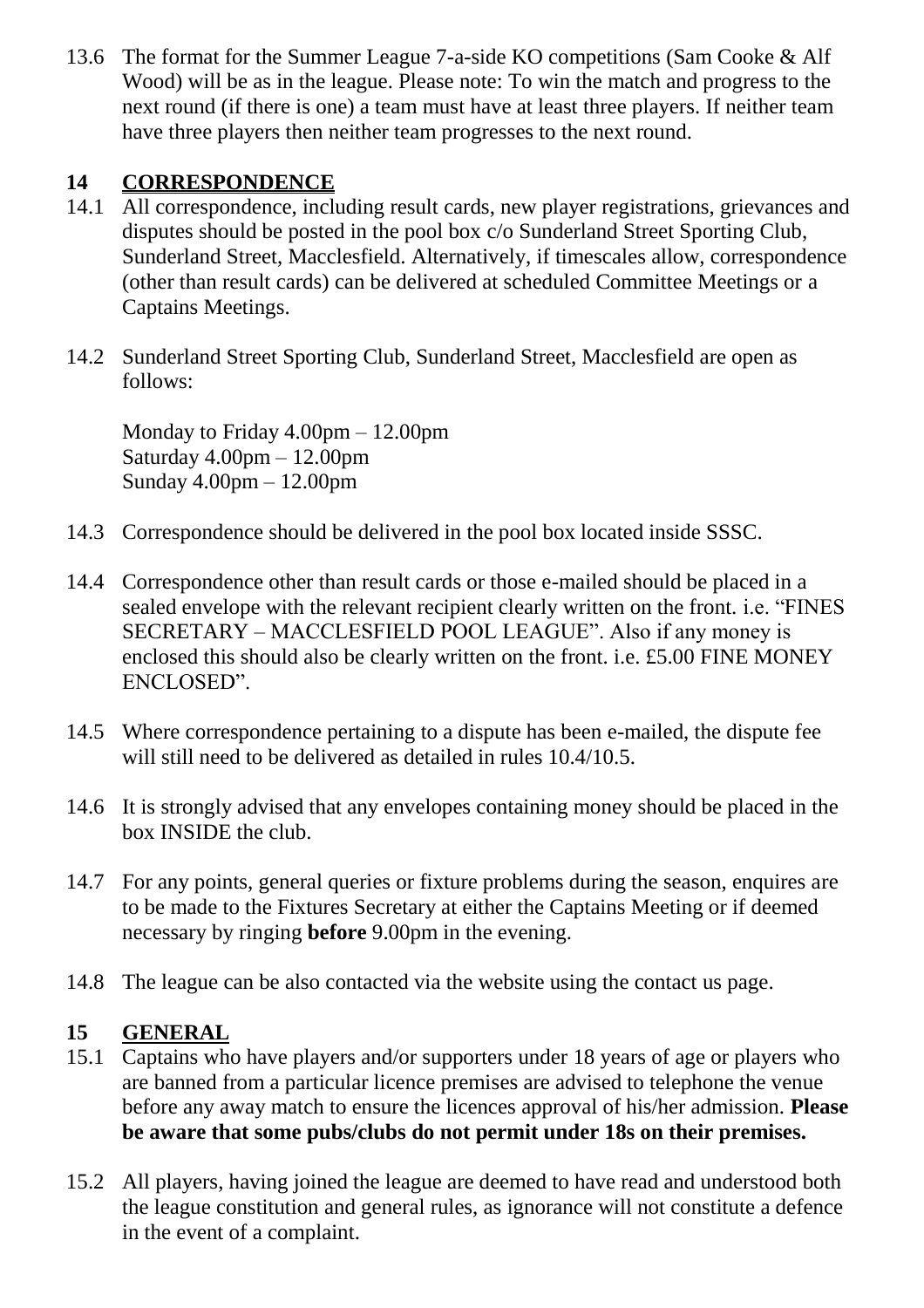13.6 The format for the Summer League 7-a-side KO competitions (Sam Cooke & Alf Wood) will be as in the league. Please note: To win the match and progress to the next round (if there is one) a team must have at least three players. If neither team have three players then neither team progresses to the next round.

## 14 CORRESPONDENCE

14.1 All correspondence, including result cards, new player registrations, grievances and disputes should be posted in the pool box c/o Sunderland Street Sporting Club, Sunderland Street, Macclesfield. Alternatively, if timescales allow, correspondence (other than result cards) can be delivered at scheduled Committee Meetings or a Captains Meetings.

14.2 Sunderland Street Sporting Club, Sunderland Street, Macclesfield are open as follows:

Monday to Friday 4.00pm – 12.00pm
Saturday 4.00pm – 12.00pm
Sunday 4.00pm – 12.00pm

14.3 Correspondence should be delivered in the pool box located inside SSSC.

14.4 Correspondence other than result cards or those e-mailed should be placed in a sealed envelope with the relevant recipient clearly written on the front. i.e. "FINES SECRETARY – MACCLESFIELD POOL LEAGUE". Also if any money is enclosed this should also be clearly written on the front. i.e. £5.00 FINE MONEY ENCLOSED".

14.5 Where correspondence pertaining to a dispute has been e-mailed, the dispute fee will still need to be delivered as detailed in rules 10.4/10.5.

14.6 It is strongly advised that any envelopes containing money should be placed in the box INSIDE the club.

14.7 For any points, general queries or fixture problems during the season, enquires are to be made to the Fixtures Secretary at either the Captains Meeting or if deemed necessary by ringing **before** 9.00pm in the evening.

14.8 The league can be also contacted via the website using the contact us page.

## 15 GENERAL

15.1 Captains who have players and/or supporters under 18 years of age or players who are banned from a particular licence premises are advised to telephone the venue before any away match to ensure the licences approval of his/her admission. **Please be aware that some pubs/clubs do not permit under 18s on their premises.**

15.2 All players, having joined the league are deemed to have read and understood both the league constitution and general rules, as ignorance will not constitute a defence in the event of a complaint.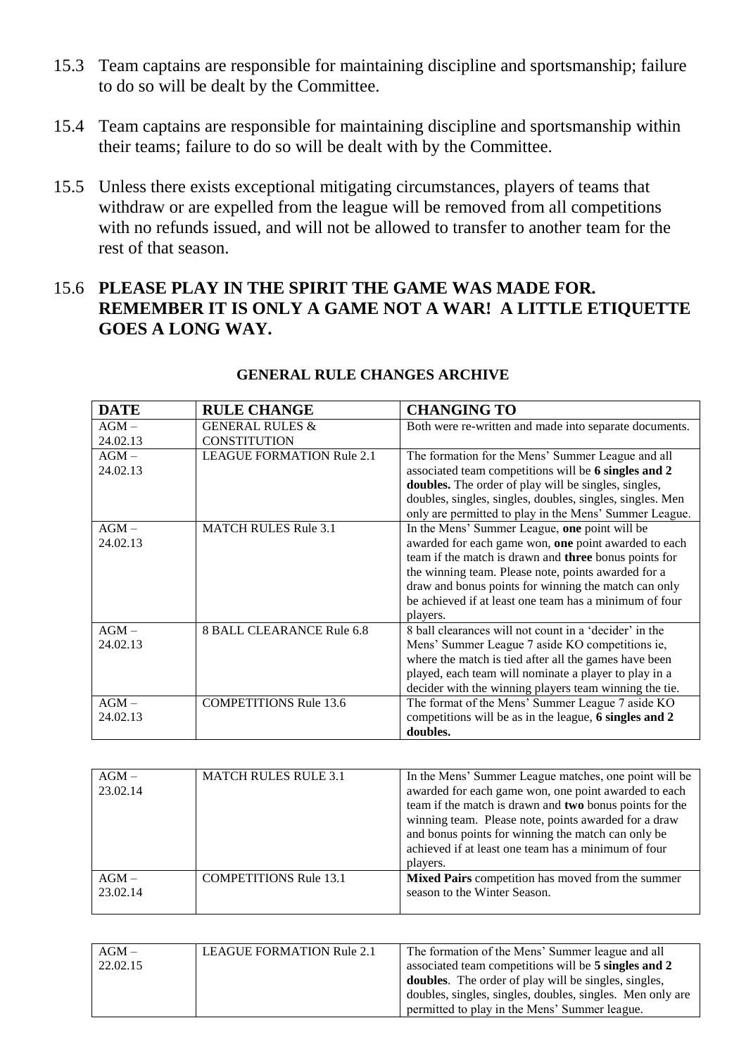15.3 Team captains are responsible for maintaining discipline and sportsmanship; failure to do so will be dealt by the Committee.

15.4 Team captains are responsible for maintaining discipline and sportsmanship within their teams; failure to do so will be dealt with by the Committee.

15.5 Unless there exists exceptional mitigating circumstances, players of teams that withdraw or are expelled from the league will be removed from all competitions with no refunds issued, and will not be allowed to transfer to another team for the rest of that season.

15.6 **PLEASE PLAY IN THE SPIRIT THE GAME WAS MADE FOR. REMEMBER IT IS ONLY A GAME NOT A WAR! A LITTLE ETIQUETTE GOES A LONG WAY.**

## GENERAL RULE CHANGES ARCHIVE

| DATE | RULE CHANGE | CHANGING TO |
|---|---|---|
| AGM – 24.02.13 | GENERAL RULES & CONSTITUTION | Both were re-written and made into separate documents. |
| AGM – 24.02.13 | LEAGUE FORMATION Rule 2.1 | The formation for the Mens' Summer League and all associated team competitions will be **6 singles and 2 doubles.** The order of play will be singles, singles, doubles, singles, singles, doubles, singles, singles. Men only are permitted to play in the Mens' Summer League. |
| AGM – 24.02.13 | MATCH RULES Rule 3.1 | In the Mens' Summer League, **one** point will be awarded for each game won, **one** point awarded to each team if the match is drawn and **three** bonus points for the winning team. Please note, points awarded for a draw and bonus points for winning the match can only be achieved if at least one team has a minimum of four players. |
| AGM – 24.02.13 | 8 BALL CLEARANCE Rule 6.8 | 8 ball clearances will not count in a 'decider' in the Mens' Summer League 7 aside KO competitions ie, where the match is tied after all the games have been played, each team will nominate a player to play in a decider with the winning players team winning the tie. |
| AGM – 24.02.13 | COMPETITIONS Rule 13.6 | The format of the Mens' Summer League 7 aside KO competitions will be as in the league, **6 singles and 2 doubles.** |
| AGM – 23.02.14 | MATCH RULES RULE 3.1 | In the Mens' Summer League matches, one point will be awarded for each game won, one point awarded to each team if the match is drawn and **two** bonus points for the winning team. Please note, points awarded for a draw and bonus points for winning the match can only be achieved if at least one team has a minimum of four players. |
| AGM – 23.02.14 | COMPETITIONS Rule 13.1 | **Mixed Pairs** competition has moved from the summer season to the Winter Season. |
| AGM – 22.02.15 | LEAGUE FORMATION Rule 2.1 | The formation of the Mens' Summer league and all associated team competitions will be **5 singles and 2 doubles**. The order of play will be singles, singles, doubles, singles, singles, doubles, singles. Men only are permitted to play in the Mens' Summer league. |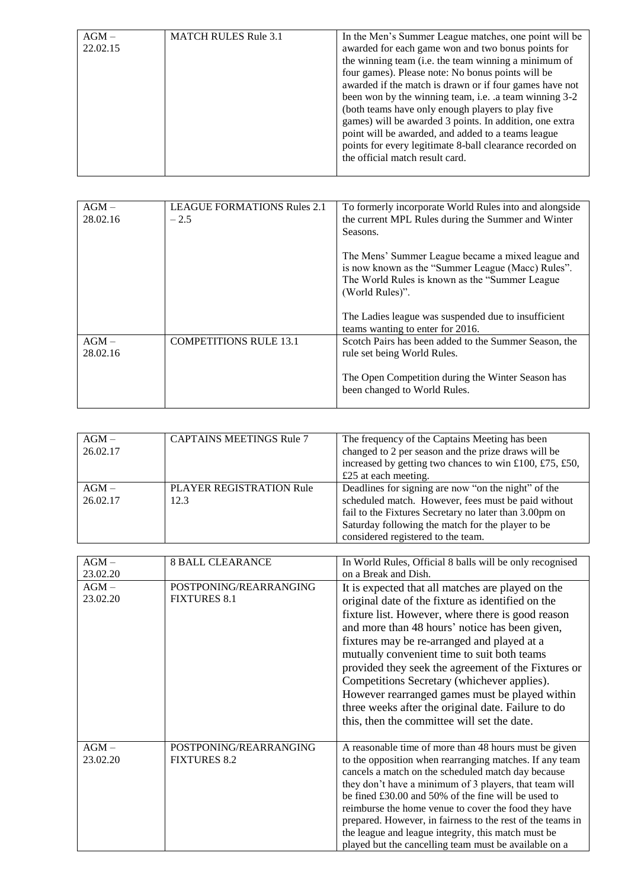| | | |
|---|---|---|
| AGM – 22.02.15 | MATCH RULES Rule 3.1 | In the Men's Summer League matches, one point will be awarded for each game won and two bonus points for the winning team (i.e. the team winning a minimum of four games). Please note: No bonus points will be awarded if the match is drawn or if four games have not been won by the winning team, i.e. .a team winning 3-2 (both teams have only enough players to play five games) will be awarded 3 points. In addition, one extra point will be awarded, and added to a teams league points for every legitimate 8-ball clearance recorded on the official match result card. |

| | | |
|---|---|---|
| AGM – 28.02.16 | LEAGUE FORMATIONS Rules 2.1 – 2.5 | To formerly incorporate World Rules into and alongside the current MPL Rules during the Summer and Winter Seasons.<br><br>The Mens' Summer League became a mixed league and is now known as the "Summer League (Macc) Rules". The World Rules is known as the "Summer League (World Rules)".<br><br>The Ladies league was suspended due to insufficient teams wanting to enter for 2016. |
| AGM – 28.02.16 | COMPETITIONS RULE 13.1 | Scotch Pairs has been added to the Summer Season, the rule set being World Rules.<br><br>The Open Competition during the Winter Season has been changed to World Rules. |

| | | |
|---|---|---|
| AGM – 26.02.17 | CAPTAINS MEETINGS Rule 7 | The frequency of the Captains Meeting has been changed to 2 per season and the prize draws will be increased by getting two chances to win £100, £75, £50, £25 at each meeting. |
| AGM – 26.02.17 | PLAYER REGISTRATION Rule 12.3 | Deadlines for signing are now "on the night" of the scheduled match. However, fees must be paid without fail to the Fixtures Secretary no later than 3.00pm on Saturday following the match for the player to be considered registered to the team. |

| | | |
|---|---|---|
| AGM – 23.02.20 | 8 BALL CLEARANCE | In World Rules, Official 8 balls will be only recognised on a Break and Dish. |
| AGM – 23.02.20 | POSTPONING/REARRANGING FIXTURES 8.1 | It is expected that all matches are played on the original date of the fixture as identified on the fixture list. However, where there is good reason and more than 48 hours' notice has been given, fixtures may be re-arranged and played at a mutually convenient time to suit both teams provided they seek the agreement of the Fixtures or Competitions Secretary (whichever applies). However rearranged games must be played within three weeks after the original date. Failure to do this, then the committee will set the date. |
| AGM – 23.02.20 | POSTPONING/REARRANGING FIXTURES 8.2 | A reasonable time of more than 48 hours must be given to the opposition when rearranging matches. If any team cancels a match on the scheduled match day because they don't have a minimum of 3 players, that team will be fined £30.00 and 50% of the fine will be used to reimburse the home venue to cover the food they have prepared. However, in fairness to the rest of the teams in the league and league integrity, this match must be played but the cancelling team must be available on a |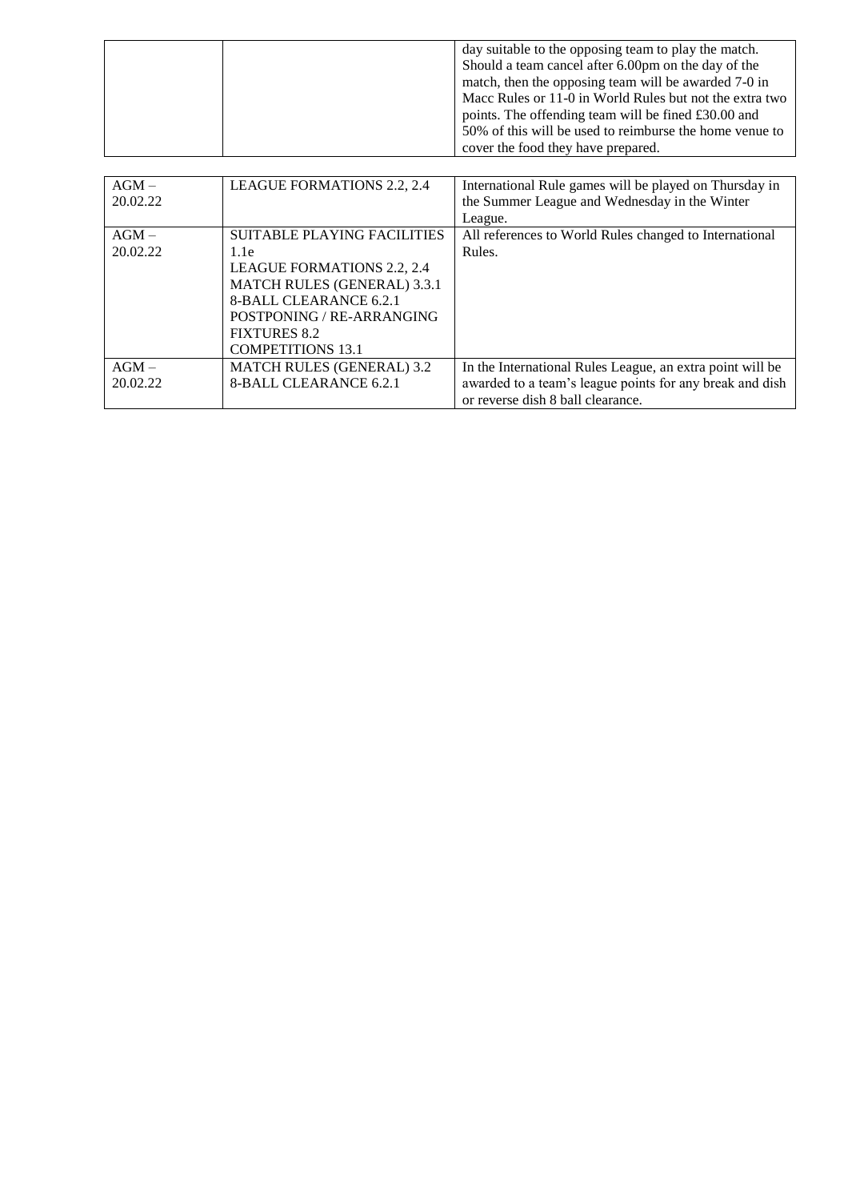| | | |
|---|---|---|
| | | day suitable to the opposing team to play the match. Should a team cancel after 6.00pm on the day of the match, then the opposing team will be awarded 7-0 in Macc Rules or 11-0 in World Rules but not the extra two points. The offending team will be fined £30.00 and 50% of this will be used to reimburse the home venue to cover the food they have prepared. |

| | | |
|---|---|---|
| AGM – 20.02.22 | LEAGUE FORMATIONS 2.2, 2.4 | International Rule games will be played on Thursday in the Summer League and Wednesday in the Winter League. |
| AGM – 20.02.22 | SUITABLE PLAYING FACILITIES 1.1e<br>LEAGUE FORMATIONS 2.2, 2.4<br>MATCH RULES (GENERAL) 3.3.1<br>8-BALL CLEARANCE 6.2.1<br>POSTPONING / RE-ARRANGING FIXTURES 8.2<br>COMPETITIONS 13.1 | All references to World Rules changed to International Rules. |
| AGM – 20.02.22 | MATCH RULES (GENERAL) 3.2<br>8-BALL CLEARANCE 6.2.1 | In the International Rules League, an extra point will be awarded to a team's league points for any break and dish or reverse dish 8 ball clearance. |